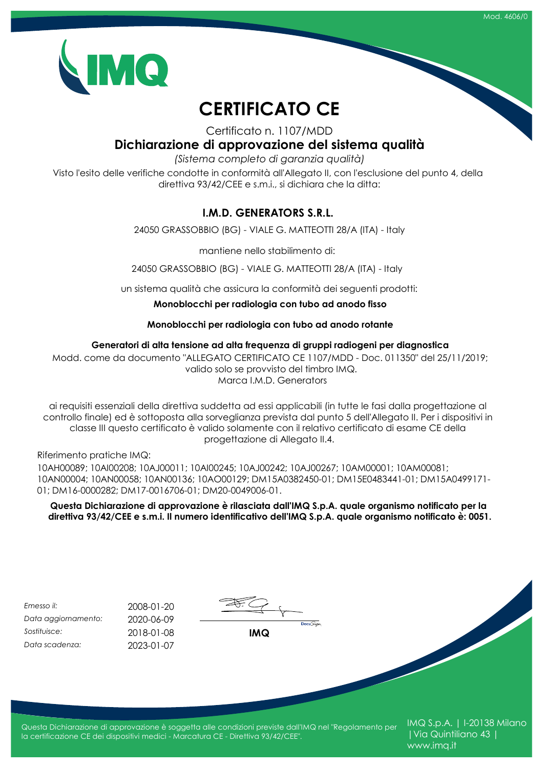# CERTIFICATO CE

Certificato n. 1107/MDD

## Dichiarazione di approvazione del sistema qualità

*(Sistema completo di garanzia qualità)*

Visto l'esito delle verifiche condotte in conformità all'Allegato II, con l'esclusione del punto 4, della direttiva 93/42/CEE e s.m.i., si dichiara che la ditta:

**I.M.D. GENERATORS S.R.L.**

24050 GRASSOBBIO (BG) - VIALE G. MATTEOTTI 28/A (ITA) - Italy

mantiene nello stabilimento di:

24050 GRASSOBBIO (BG) - VIALE G. MATTEOTTI 28/A (ITA) - Italy

un sistema qualità che assicura la conformità dei seguenti prodotti:

**Monoblocchi per radiologia con tubo ad anodo fisso**

**Monoblocchi per radiologia con tubo ad anodo rotante**

**Generatori di alta tensione ad alta frequenza di gruppi radiogeni per diagnostica**

Modd. come da documento "ALLEGATO CERTIFICATO CE 1107/MDD - Doc. 011350" del 25/11/2019; valido solo se provvisto del timbro IMQ.
Marca I.M.D. Generators

ai requisiti essenziali della direttiva suddetta ad essi applicabili (in tutte le fasi dalla progettazione al controllo finale) ed è sottoposta alla sorveglianza prevista dal punto 5 dell'Allegato II. Per i dispositivi in classe III questo certificato è valido solamente con il relativo certificato di esame CE della progettazione di Allegato II.4.

Riferimento pratiche IMQ:
10AH00089; 10AI00208; 10AJ00011; 10AI00245; 10AJ00242; 10AJ00267; 10AM00001; 10AM00081; 10AN00004; 10AN00058; 10AN00136; 10AO00129; DM15A0382450-01; DM15E0483441-01; DM15A0499171-01; DM16-0000282; DM17-0016706-01; DM20-0049006-01.

**Questa Dichiarazione di approvazione è rilasciata dall'IMQ S.p.A. quale organismo notificato per la direttiva 93/42/CEE e s.m.i. Il numero identificativo dell'IMQ S.p.A. quale organismo notificato è: 0051.**

| | |
|---|---|
| *Emesso il:* | 2008-01-20 |
| *Data aggiornamento:* | 2020-06-09 |
| *Sostituisce:* | 2018-01-08 |
| *Data scadenza:* | 2023-01-07 |

**IMQ**

Questa Dichiarazione di approvazione è soggetta alle condizioni previste dall'IMQ nel "Regolamento per la certificazione CE dei dispositivi medici - Marcatura CE - Direttiva 93/42/CEE".

IMQ S.p.A. | I-20138 Milano | Via Quintiliano 43 | www.imq.it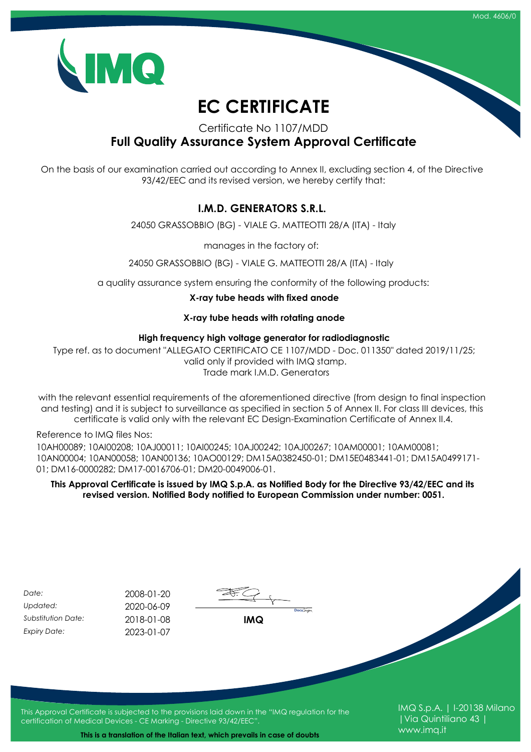# EC CERTIFICATE

Certificate No 1107/MDD

**Full Quality Assurance System Approval Certificate**

On the basis of our examination carried out according to Annex II, excluding section 4, of the Directive 93/42/EEC and its revised version, we hereby certify that:

**I.M.D. GENERATORS S.R.L.**

24050 GRASSOBBIO (BG) - VIALE G. MATTEOTTI 28/A (ITA) - Italy

manages in the factory of:

24050 GRASSOBBIO (BG) - VIALE G. MATTEOTTI 28/A (ITA) - Italy

a quality assurance system ensuring the conformity of the following products:

**X-ray tube heads with fixed anode**

**X-ray tube heads with rotating anode**

**High frequency high voltage generator for radiodiagnostic**

Type ref. as to document "ALLEGATO CERTIFICATO CE 1107/MDD - Doc. 011350" dated 2019/11/25; valid only if provided with IMQ stamp.
Trade mark I.M.D. Generators

with the relevant essential requirements of the aforementioned directive (from design to final inspection and testing) and it is subject to surveillance as specified in section 5 of Annex II. For class III devices, this certificate is valid only with the relevant EC Design-Examination Certificate of Annex II.4.

Reference to IMQ files Nos:

10AH00089; 10AI00208; 10AJ00011; 10AI00245; 10AJ00242; 10AJ00267; 10AM00001; 10AM00081; 10AN00004; 10AN00058; 10AN00136; 10AO00129; DM15A0382450-01; DM15E0483441-01; DM15A0499171-01; DM16-0000282; DM17-0016706-01; DM20-0049006-01.

**This Approval Certificate is issued by IMQ S.p.A. as Notified Body for the Directive 93/42/EEC and its revised version. Notified Body notified to European Commission under number: 0051.**

| | |
|---|---|
| *Date:* | 2008-01-20 |
| *Updated:* | 2020-06-09 |
| *Substitution Date:* | 2018-01-08 |
| *Expiry Date:* | 2023-01-07 |

**IMQ**

This Approval Certificate is subjected to the provisions laid down in the "IMQ regulation for the certification of Medical Devices - CE Marking - Directive 93/42/EEC".

**This is a translation of the Italian text, which prevails in case of doubts**

IMQ S.p.A. | I-20138 Milano | Via Quintiliano 43 | www.imq.it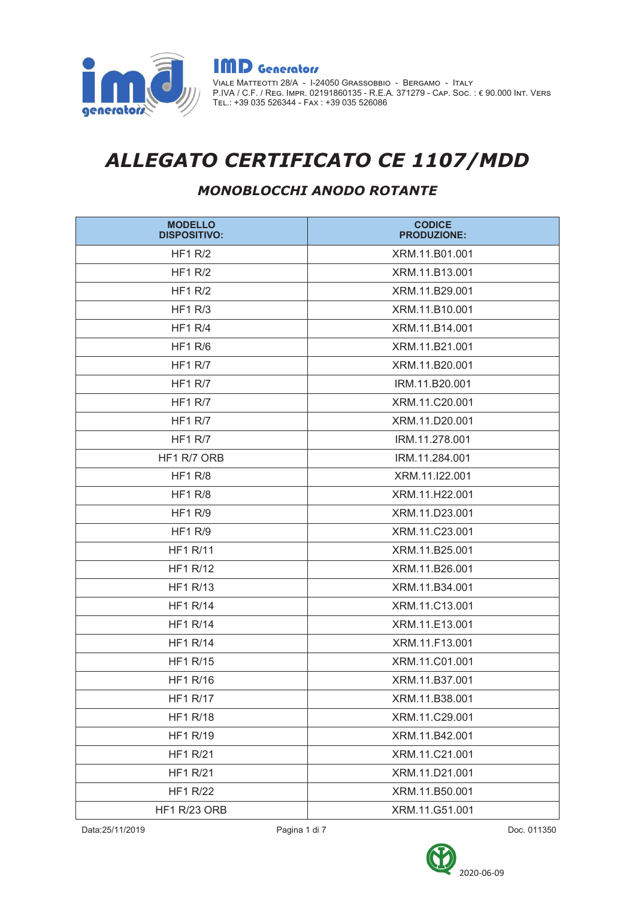**IMD Generators**

Viale Matteotti 28/A - I-24050 Grassobbio - Bergamo - Italy
P.IVA / C.F. / Reg. Impr. 02191860135 - R.E.A. 371279 - Cap. Soc. : € 90.000 Int. Vers
Tel.: +39 035 526344 - Fax : +39 035 526086

# *ALLEGATO CERTIFICATO CE 1107/MDD*

## *MONOBLOCCHI ANODO ROTANTE*

| MODELLO DISPOSITIVO: | CODICE PRODUZIONE: |
|---|---|
| HF1 R/2 | XRM.11.B01.001 |
| HF1 R/2 | XRM.11.B13.001 |
| HF1 R/2 | XRM.11.B29.001 |
| HF1 R/3 | XRM.11.B10.001 |
| HF1 R/4 | XRM.11.B14.001 |
| HF1 R/6 | XRM.11.B21.001 |
| HF1 R/7 | XRM.11.B20.001 |
| HF1 R/7 | IRM.11.B20.001 |
| HF1 R/7 | XRM.11.C20.001 |
| HF1 R/7 | XRM.11.D20.001 |
| HF1 R/7 | IRM.11.278.001 |
| HF1 R/7 ORB | IRM.11.284.001 |
| HF1 R/8 | XRM.11.I22.001 |
| HF1 R/8 | XRM.11.H22.001 |
| HF1 R/9 | XRM.11.D23.001 |
| HF1 R/9 | XRM.11.C23.001 |
| HF1 R/11 | XRM.11.B25.001 |
| HF1 R/12 | XRM.11.B26.001 |
| HF1 R/13 | XRM.11.B34.001 |
| HF1 R/14 | XRM.11.C13.001 |
| HF1 R/14 | XRM.11.E13.001 |
| HF1 R/14 | XRM.11.F13.001 |
| HF1 R/15 | XRM.11.C01.001 |
| HF1 R/16 | XRM.11.B37.001 |
| HF1 R/17 | XRM.11.B38.001 |
| HF1 R/18 | XRM.11.C29.001 |
| HF1 R/19 | XRM.11.B42.001 |
| HF1 R/21 | XRM.11.C21.001 |
| HF1 R/21 | XRM.11.D21.001 |
| HF1 R/22 | XRM.11.B50.001 |
| HF1 R/23 ORB | XRM.11.G51.001 |

Data:25/11/2019 Doc. 011350

2020-06-09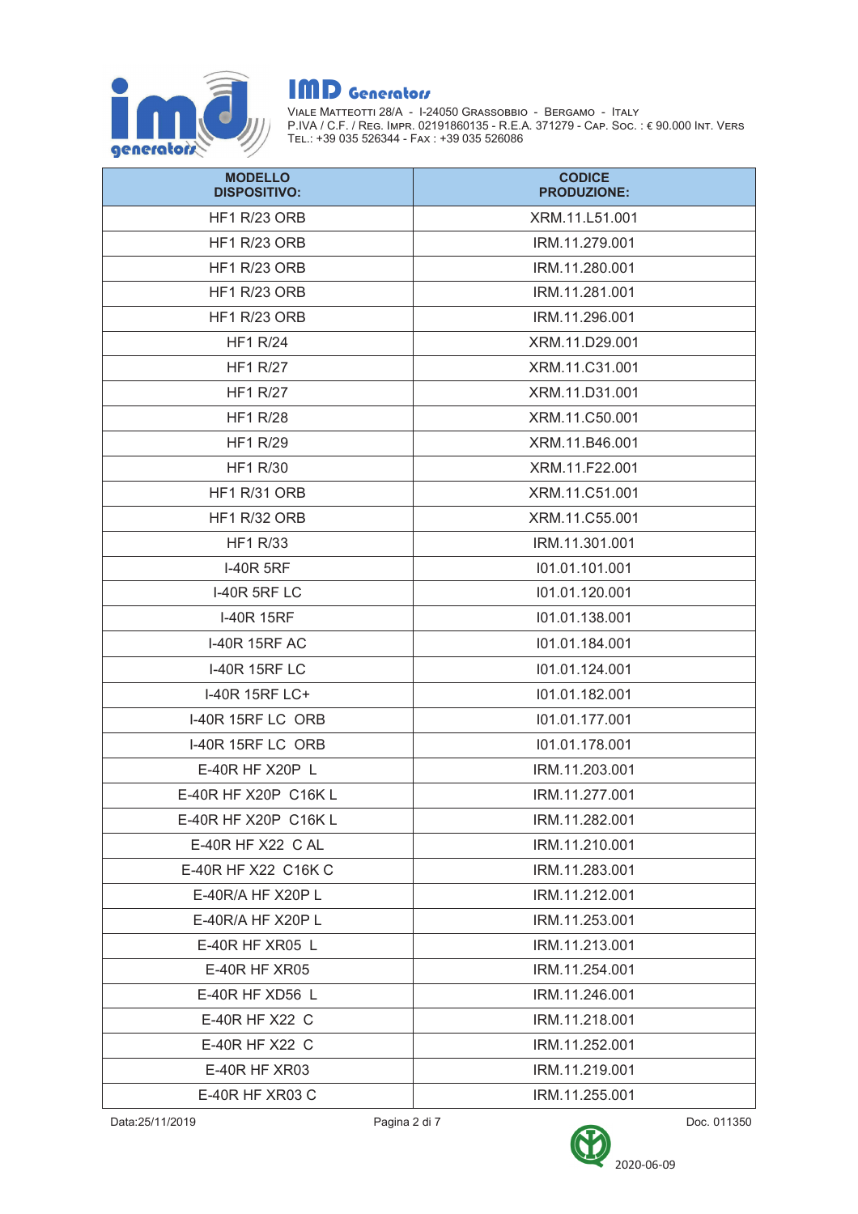# IMD Generators

VIALE MATTEOTTI 28/A - I-24050 GRASSOBBIO - BERGAMO - ITALY
P.IVA / C.F. / REG. IMPR. 02191860135 - R.E.A. 371279 - CAP. SOC. : € 90.000 INT. VERS
TEL.: +39 035 526344 - FAX : +39 035 526086

| MODELLO DISPOSITIVO: | CODICE PRODUZIONE: |
|---|---|
| HF1 R/23 ORB | XRM.11.L51.001 |
| HF1 R/23 ORB | IRM.11.279.001 |
| HF1 R/23 ORB | IRM.11.280.001 |
| HF1 R/23 ORB | IRM.11.281.001 |
| HF1 R/23 ORB | IRM.11.296.001 |
| HF1 R/24 | XRM.11.D29.001 |
| HF1 R/27 | XRM.11.C31.001 |
| HF1 R/27 | XRM.11.D31.001 |
| HF1 R/28 | XRM.11.C50.001 |
| HF1 R/29 | XRM.11.B46.001 |
| HF1 R/30 | XRM.11.F22.001 |
| HF1 R/31 ORB | XRM.11.C51.001 |
| HF1 R/32 ORB | XRM.11.C55.001 |
| HF1 R/33 | IRM.11.301.001 |
| I-40R 5RF | I01.01.101.001 |
| I-40R 5RF LC | I01.01.120.001 |
| I-40R 15RF | I01.01.138.001 |
| I-40R 15RF AC | I01.01.184.001 |
| I-40R 15RF LC | I01.01.124.001 |
| I-40R 15RF LC+ | I01.01.182.001 |
| I-40R 15RF LC ORB | I01.01.177.001 |
| I-40R 15RF LC ORB | I01.01.178.001 |
| E-40R HF X20P L | IRM.11.203.001 |
| E-40R HF X20P C16K L | IRM.11.277.001 |
| E-40R HF X20P C16K L | IRM.11.282.001 |
| E-40R HF X22 C AL | IRM.11.210.001 |
| E-40R HF X22 C16K C | IRM.11.283.001 |
| E-40R/A HF X20P L | IRM.11.212.001 |
| E-40R/A HF X20P L | IRM.11.253.001 |
| E-40R HF XR05 L | IRM.11.213.001 |
| E-40R HF XR05 | IRM.11.254.001 |
| E-40R HF XD56 L | IRM.11.246.001 |
| E-40R HF X22 C | IRM.11.218.001 |
| E-40R HF X22 C | IRM.11.252.001 |
| E-40R HF XR03 | IRM.11.219.001 |
| E-40R HF XR03 C | IRM.11.255.001 |

Data:25/11/2019 Doc. 011350

2020-06-09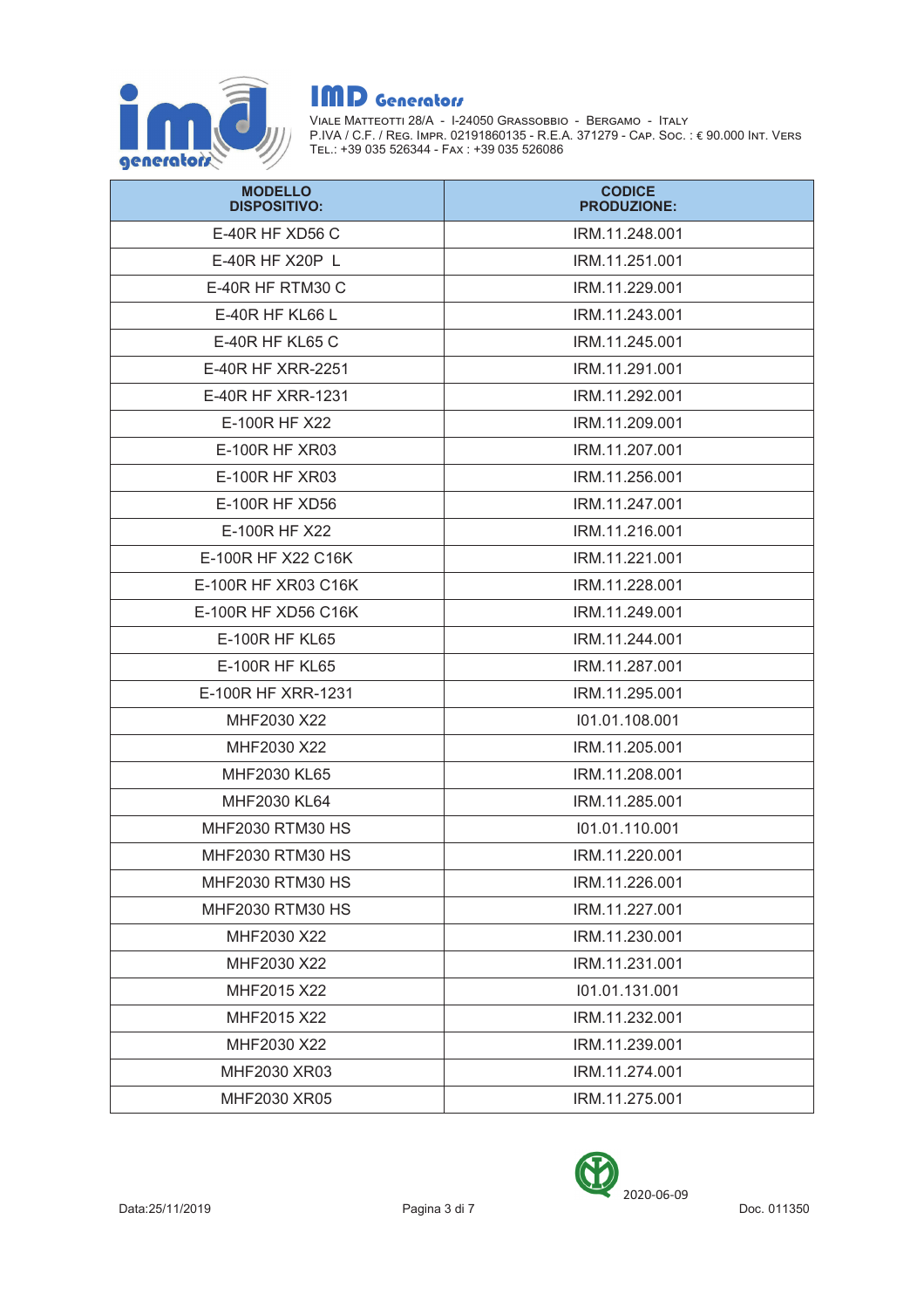# IMD Generators

VIALE MATTEOTTI 28/A - I-24050 GRASSOBBIO - BERGAMO - ITALY
P.IVA / C.F. / REG. IMPR. 02191860135 - R.E.A. 371279 - CAP. SOC. : € 90.000 INT. VERS
TEL.: +39 035 526344 - FAX : +39 035 526086

| MODELLO DISPOSITIVO: | CODICE PRODUZIONE: |
|---|---|
| E-40R HF XD56 C | IRM.11.248.001 |
| E-40R HF X20P  L | IRM.11.251.001 |
| E-40R HF RTM30 C | IRM.11.229.001 |
| E-40R HF KL66 L | IRM.11.243.001 |
| E-40R HF KL65 C | IRM.11.245.001 |
| E-40R HF XRR-2251 | IRM.11.291.001 |
| E-40R HF XRR-1231 | IRM.11.292.001 |
| E-100R HF X22 | IRM.11.209.001 |
| E-100R HF XR03 | IRM.11.207.001 |
| E-100R HF XR03 | IRM.11.256.001 |
| E-100R HF XD56 | IRM.11.247.001 |
| E-100R HF X22 | IRM.11.216.001 |
| E-100R HF X22 C16K | IRM.11.221.001 |
| E-100R HF XR03 C16K | IRM.11.228.001 |
| E-100R HF XD56 C16K | IRM.11.249.001 |
| E-100R HF KL65 | IRM.11.244.001 |
| E-100R HF KL65 | IRM.11.287.001 |
| E-100R HF XRR-1231 | IRM.11.295.001 |
| MHF2030 X22 | I01.01.108.001 |
| MHF2030 X22 | IRM.11.205.001 |
| MHF2030 KL65 | IRM.11.208.001 |
| MHF2030 KL64 | IRM.11.285.001 |
| MHF2030 RTM30 HS | I01.01.110.001 |
| MHF2030 RTM30 HS | IRM.11.220.001 |
| MHF2030 RTM30 HS | IRM.11.226.001 |
| MHF2030 RTM30 HS | IRM.11.227.001 |
| MHF2030 X22 | IRM.11.230.001 |
| MHF2030 X22 | IRM.11.231.001 |
| MHF2015 X22 | I01.01.131.001 |
| MHF2015 X22 | IRM.11.232.001 |
| MHF2030 X22 | IRM.11.239.001 |
| MHF2030 XR03 | IRM.11.274.001 |
| MHF2030 XR05 | IRM.11.275.001 |

Data:25/11/2019

2020-06-09

Doc. 011350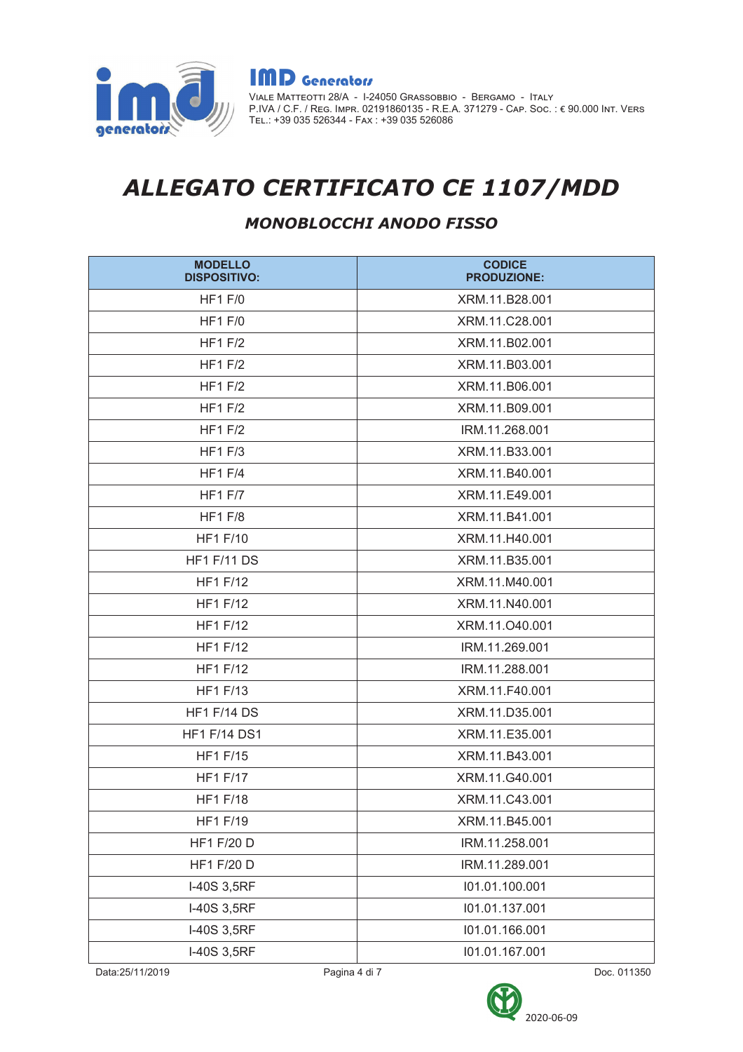# ALLEGATO CERTIFICATO CE 1107/MDD

## MONOBLOCCHI ANODO FISSO

| MODELLO DISPOSITIVO: | CODICE PRODUZIONE: |
|---|---|
| HF1 F/0 | XRM.11.B28.001 |
| HF1 F/0 | XRM.11.C28.001 |
| HF1 F/2 | XRM.11.B02.001 |
| HF1 F/2 | XRM.11.B03.001 |
| HF1 F/2 | XRM.11.B06.001 |
| HF1 F/2 | XRM.11.B09.001 |
| HF1 F/2 | IRM.11.268.001 |
| HF1 F/3 | XRM.11.B33.001 |
| HF1 F/4 | XRM.11.B40.001 |
| HF1 F/7 | XRM.11.E49.001 |
| HF1 F/8 | XRM.11.B41.001 |
| HF1 F/10 | XRM.11.H40.001 |
| HF1 F/11 DS | XRM.11.B35.001 |
| HF1 F/12 | XRM.11.M40.001 |
| HF1 F/12 | XRM.11.N40.001 |
| HF1 F/12 | XRM.11.O40.001 |
| HF1 F/12 | IRM.11.269.001 |
| HF1 F/12 | IRM.11.288.001 |
| HF1 F/13 | XRM.11.F40.001 |
| HF1 F/14 DS | XRM.11.D35.001 |
| HF1 F/14 DS1 | XRM.11.E35.001 |
| HF1 F/15 | XRM.11.B43.001 |
| HF1 F/17 | XRM.11.G40.001 |
| HF1 F/18 | XRM.11.C43.001 |
| HF1 F/19 | XRM.11.B45.001 |
| HF1 F/20 D | IRM.11.258.001 |
| HF1 F/20 D | IRM.11.289.001 |
| I-40S 3,5RF | I01.01.100.001 |
| I-40S 3,5RF | I01.01.137.001 |
| I-40S 3,5RF | I01.01.166.001 |
| I-40S 3,5RF | I01.01.167.001 |

Data:25/11/2019 Doc. 011350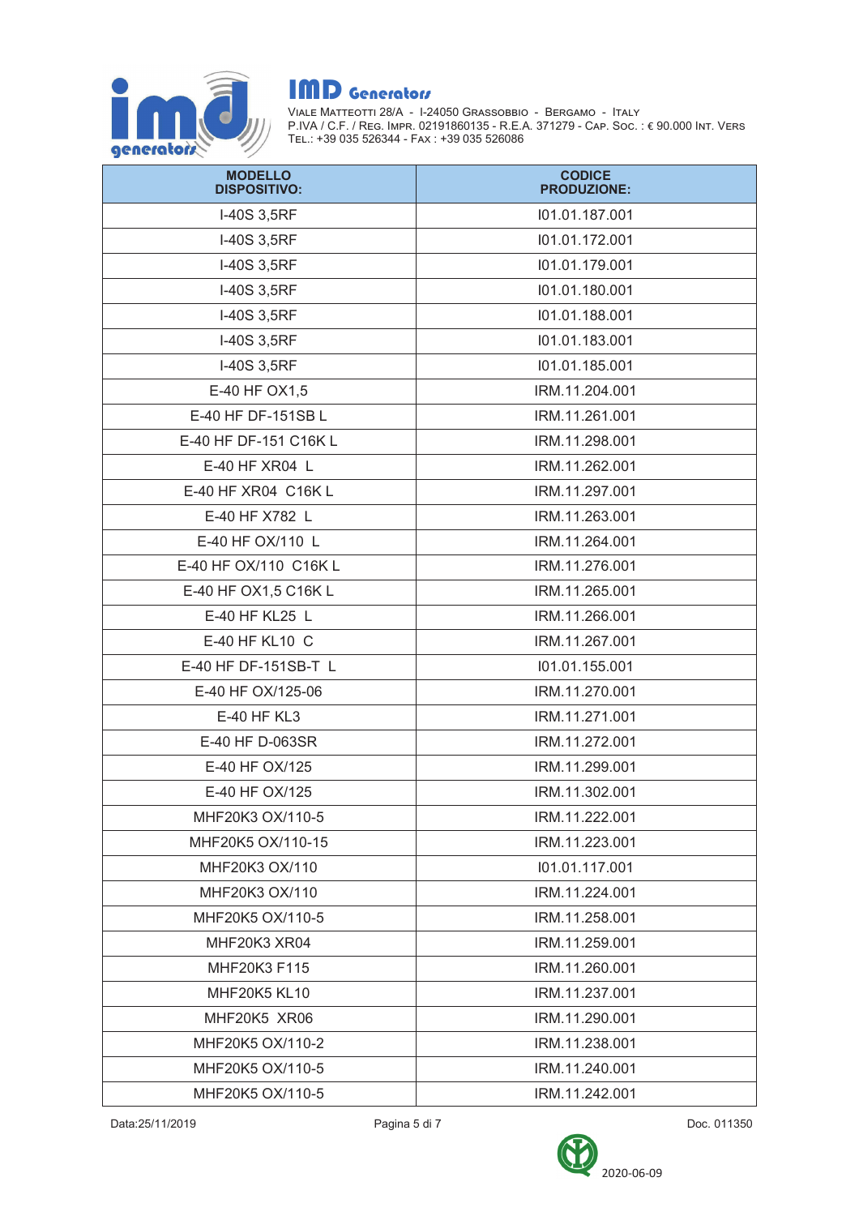# IMD Generators

VIALE MATTEOTTI 28/A - I-24050 GRASSOBBIO - BERGAMO - ITALY
P.IVA / C.F. / REG. IMPR. 02191860135 - R.E.A. 371279 - CAP. SOC. : € 90.000 INT. VERS
TEL.: +39 035 526344 - FAX : +39 035 526086

| MODELLO DISPOSITIVO: | CODICE PRODUZIONE: |
|---|---|
| I-40S 3,5RF | I01.01.187.001 |
| I-40S 3,5RF | I01.01.172.001 |
| I-40S 3,5RF | I01.01.179.001 |
| I-40S 3,5RF | I01.01.180.001 |
| I-40S 3,5RF | I01.01.188.001 |
| I-40S 3,5RF | I01.01.183.001 |
| I-40S 3,5RF | I01.01.185.001 |
| E-40 HF OX1,5 | IRM.11.204.001 |
| E-40 HF DF-151SB L | IRM.11.261.001 |
| E-40 HF DF-151 C16K L | IRM.11.298.001 |
| E-40 HF XR04 L | IRM.11.262.001 |
| E-40 HF XR04 C16K L | IRM.11.297.001 |
| E-40 HF X782 L | IRM.11.263.001 |
| E-40 HF OX/110 L | IRM.11.264.001 |
| E-40 HF OX/110 C16K L | IRM.11.276.001 |
| E-40 HF OX1,5 C16K L | IRM.11.265.001 |
| E-40 HF KL25 L | IRM.11.266.001 |
| E-40 HF KL10 C | IRM.11.267.001 |
| E-40 HF DF-151SB-T L | I01.01.155.001 |
| E-40 HF OX/125-06 | IRM.11.270.001 |
| E-40 HF KL3 | IRM.11.271.001 |
| E-40 HF D-063SR | IRM.11.272.001 |
| E-40 HF OX/125 | IRM.11.299.001 |
| E-40 HF OX/125 | IRM.11.302.001 |
| MHF20K3 OX/110-5 | IRM.11.222.001 |
| MHF20K5 OX/110-15 | IRM.11.223.001 |
| MHF20K3 OX/110 | I01.01.117.001 |
| MHF20K3 OX/110 | IRM.11.224.001 |
| MHF20K5 OX/110-5 | IRM.11.258.001 |
| MHF20K3 XR04 | IRM.11.259.001 |
| MHF20K3 F115 | IRM.11.260.001 |
| MHF20K5 KL10 | IRM.11.237.001 |
| MHF20K5 XR06 | IRM.11.290.001 |
| MHF20K5 OX/110-2 | IRM.11.238.001 |
| MHF20K5 OX/110-5 | IRM.11.240.001 |
| MHF20K5 OX/110-5 | IRM.11.242.001 |

Data:25/11/2019 Doc. 011350

2020-06-09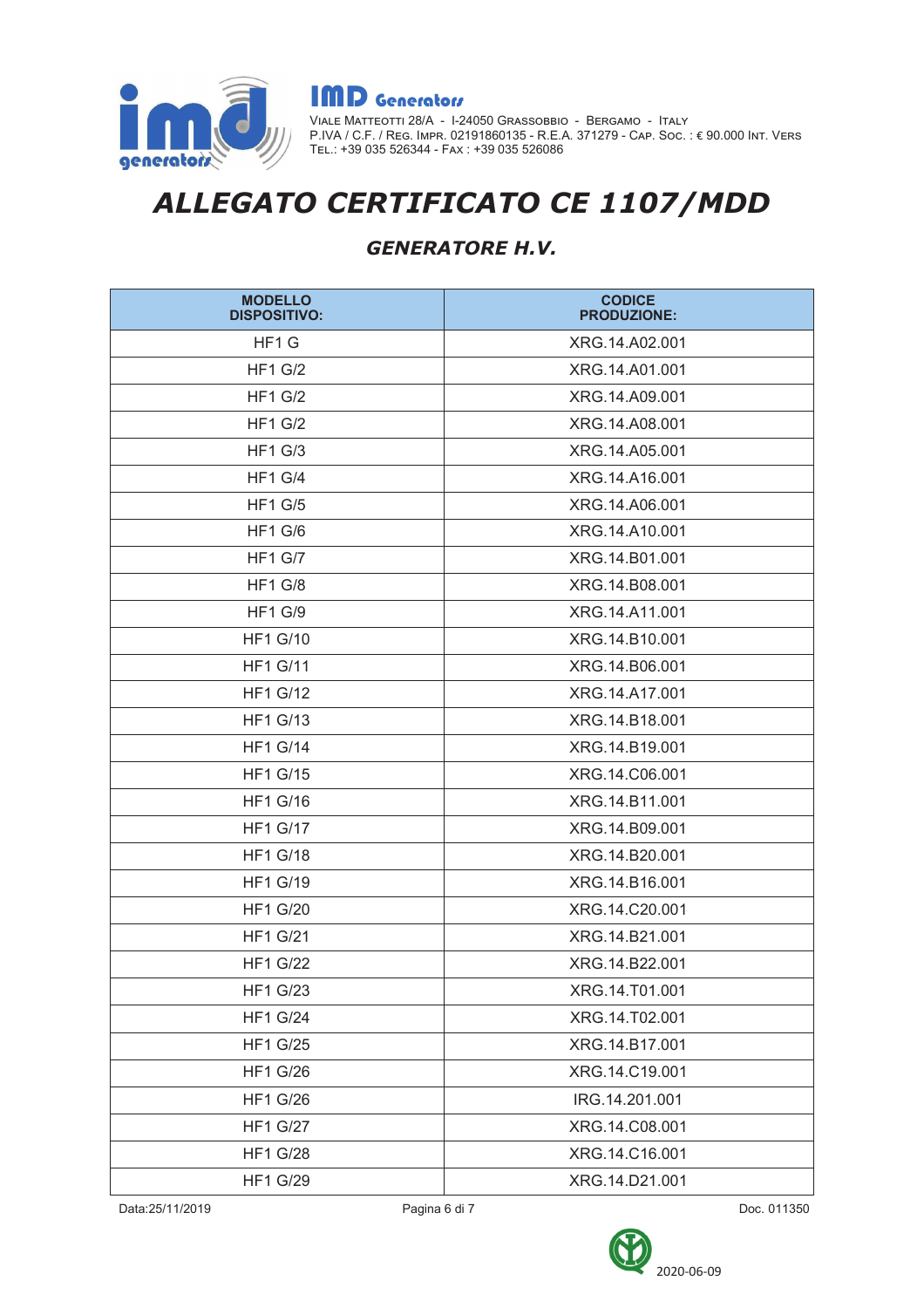**IMD Generators**

Viale Matteotti 28/A - I-24050 Grassobbio - Bergamo - Italy
P.IVA / C.F. / Reg. Impr. 02191860135 - R.E.A. 371279 - Cap. Soc. : € 90.000 Int. Vers
Tel.: +39 035 526344 - Fax : +39 035 526086

# *ALLEGATO CERTIFICATO CE 1107/MDD*

## *GENERATORE H.V.*

| MODELLO DISPOSITIVO: | CODICE PRODUZIONE: |
|---|---|
| HF1 G | XRG.14.A02.001 |
| HF1 G/2 | XRG.14.A01.001 |
| HF1 G/2 | XRG.14.A09.001 |
| HF1 G/2 | XRG.14.A08.001 |
| HF1 G/3 | XRG.14.A05.001 |
| HF1 G/4 | XRG.14.A16.001 |
| HF1 G/5 | XRG.14.A06.001 |
| HF1 G/6 | XRG.14.A10.001 |
| HF1 G/7 | XRG.14.B01.001 |
| HF1 G/8 | XRG.14.B08.001 |
| HF1 G/9 | XRG.14.A11.001 |
| HF1 G/10 | XRG.14.B10.001 |
| HF1 G/11 | XRG.14.B06.001 |
| HF1 G/12 | XRG.14.A17.001 |
| HF1 G/13 | XRG.14.B18.001 |
| HF1 G/14 | XRG.14.B19.001 |
| HF1 G/15 | XRG.14.C06.001 |
| HF1 G/16 | XRG.14.B11.001 |
| HF1 G/17 | XRG.14.B09.001 |
| HF1 G/18 | XRG.14.B20.001 |
| HF1 G/19 | XRG.14.B16.001 |
| HF1 G/20 | XRG.14.C20.001 |
| HF1 G/21 | XRG.14.B21.001 |
| HF1 G/22 | XRG.14.B22.001 |
| HF1 G/23 | XRG.14.T01.001 |
| HF1 G/24 | XRG.14.T02.001 |
| HF1 G/25 | XRG.14.B17.001 |
| HF1 G/26 | XRG.14.C19.001 |
| HF1 G/26 | IRG.14.201.001 |
| HF1 G/27 | XRG.14.C08.001 |
| HF1 G/28 | XRG.14.C16.001 |
| HF1 G/29 | XRG.14.D21.001 |

Data:25/11/2019 Doc. 011350

2020-06-09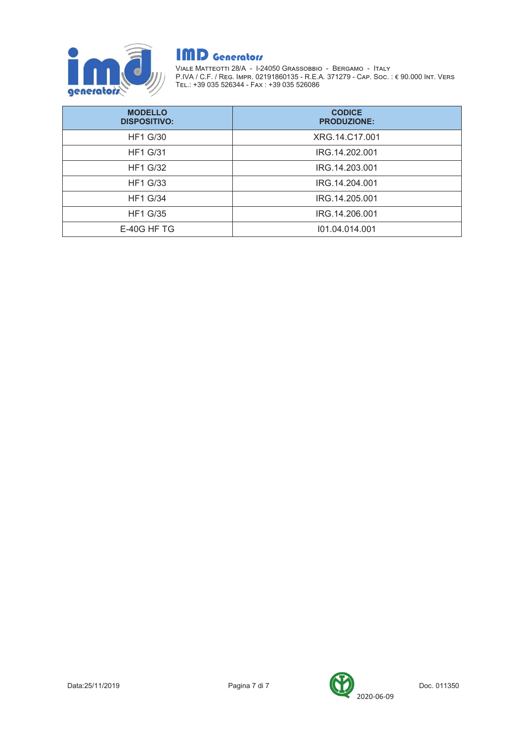| MODELLO DISPOSITIVO: | CODICE PRODUZIONE: |
| --- | --- |
| HF1 G/30 | XRG.14.C17.001 |
| HF1 G/31 | IRG.14.202.001 |
| HF1 G/32 | IRG.14.203.001 |
| HF1 G/33 | IRG.14.204.001 |
| HF1 G/34 | IRG.14.205.001 |
| HF1 G/35 | IRG.14.206.001 |
| E-40G HF TG | I01.04.014.001 |